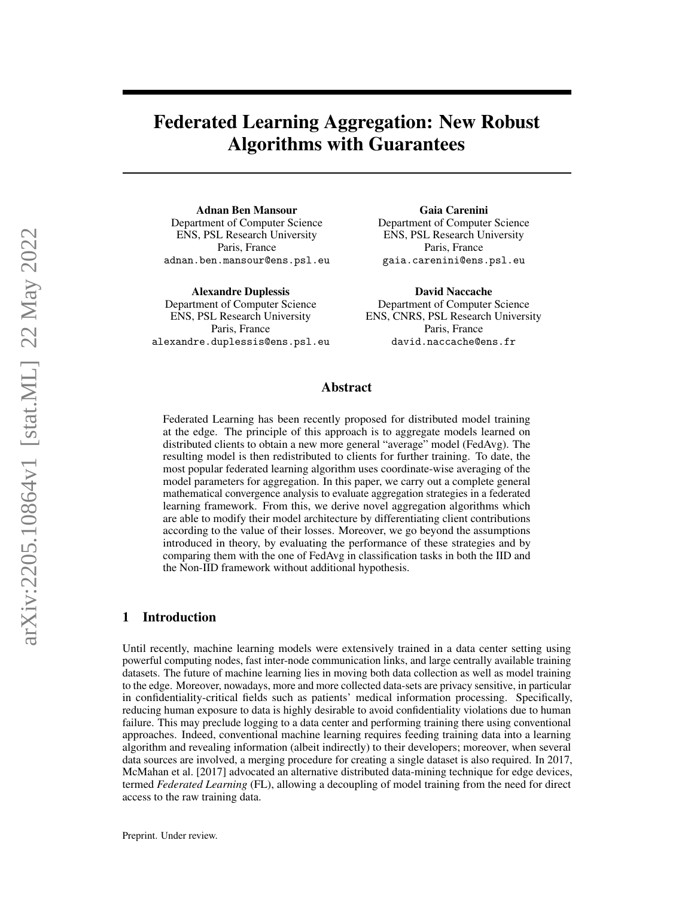# Federated Learning Aggregation: New Robust Algorithms with Guarantees

**Adnan Ben Mansour**
Department of Computer Science
ENS, PSL Research University
Paris, France
adnan.ben.mansour@ens.psl.eu

**Gaia Carenini**
Department of Computer Science
ENS, PSL Research University
Paris, France
gaia.carenini@ens.psl.eu

**Alexandre Duplessis**
Department of Computer Science
ENS, PSL Research University
Paris, France
alexandre.duplessis@ens.psl.eu

**David Naccache**
Department of Computer Science
ENS, CNRS, PSL Research University
Paris, France
david.naccache@ens.fr

## Abstract

Federated Learning has been recently proposed for distributed model training at the edge. The principle of this approach is to aggregate models learned on distributed clients to obtain a new more general "average" model (FedAvg). The resulting model is then redistributed to clients for further training. To date, the most popular federated learning algorithm uses coordinate-wise averaging of the model parameters for aggregation. In this paper, we carry out a complete general mathematical convergence analysis to evaluate aggregation strategies in a federated learning framework. From this, we derive novel aggregation algorithms which are able to modify their model architecture by differentiating client contributions according to the value of their losses. Moreover, we go beyond the assumptions introduced in theory, by evaluating the performance of these strategies and by comparing them with the one of FedAvg in classification tasks in both the IID and the Non-IID framework without additional hypothesis.

## 1 Introduction

Until recently, machine learning models were extensively trained in a data center setting using powerful computing nodes, fast inter-node communication links, and large centrally available training datasets. The future of machine learning lies in moving both data collection as well as model training to the edge. Moreover, nowadays, more and more collected data-sets are privacy sensitive, in particular in confidentiality-critical fields such as patients' medical information processing. Specifically, reducing human exposure to data is highly desirable to avoid confidentiality violations due to human failure. This may preclude logging to a data center and performing training there using conventional approaches. Indeed, conventional machine learning requires feeding training data into a learning algorithm and revealing information (albeit indirectly) to their developers; moreover, when several data sources are involved, a merging procedure for creating a single dataset is also required. In 2017, McMahan et al. [2017] advocated an alternative distributed data-mining technique for edge devices, termed *Federated Learning* (FL), allowing a decoupling of model training from the need for direct access to the raw training data.

Preprint. Under review.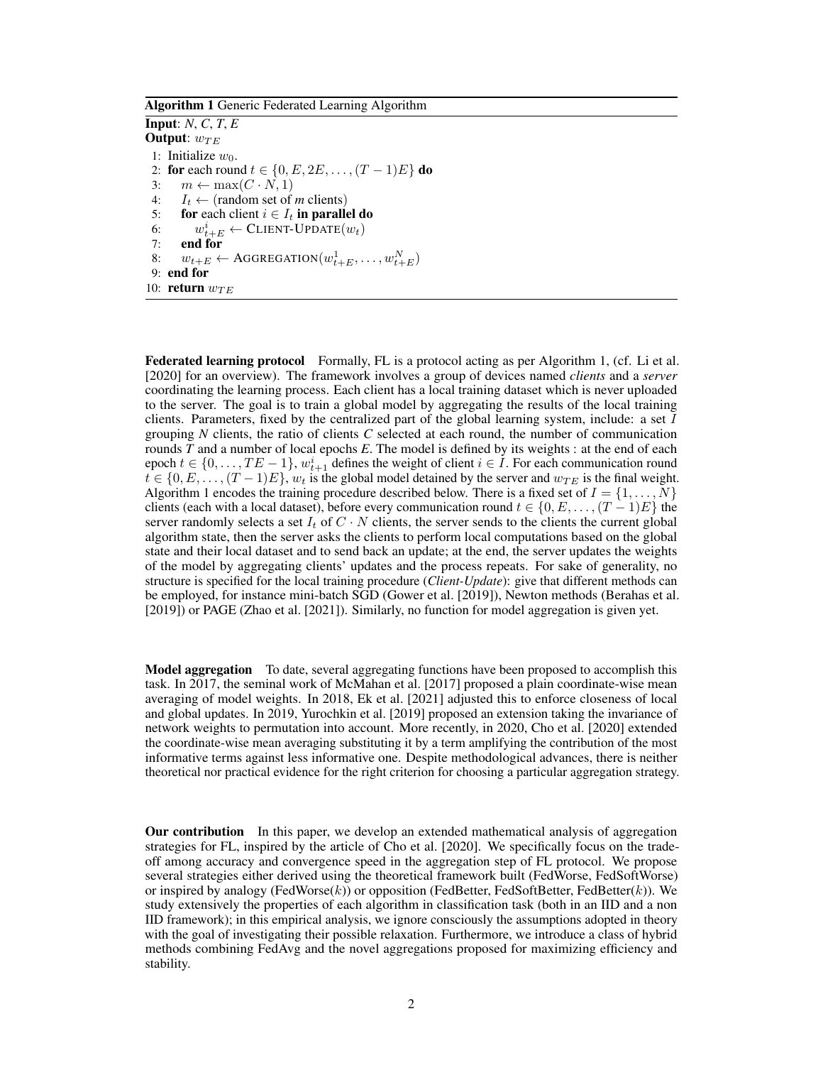**Algorithm 1** Generic Federated Learning Algorithm

**Input**: *N*, *C*, *T*, *E*
**Output**: $w_{TE}$

```
1: Initialize w_0.
2: for each round t ∈ {0, E, 2E, ..., (T − 1)E} do
3:     m ← max(C · N, 1)
4:     I_t ← (random set of m clients)
5:     for each client i ∈ I_t in parallel do
6:         w^i_{t+E} ← CLIENT-UPDATE(w_t)
7:     end for
8:     w_{t+E} ← AGGREGATION(w^1_{t+E}, ..., w^N_{t+E})
9: end for
10: return w_{TE}
```

**Federated learning protocol** Formally, FL is a protocol acting as per Algorithm 1, (cf. Li et al. [2020] for an overview). The framework involves a group of devices named *clients* and a *server* coordinating the learning process. Each client has a local training dataset which is never uploaded to the server. The goal is to train a global model by aggregating the results of the local training clients. Parameters, fixed by the centralized part of the global learning system, include: a set $I$ grouping *N* clients, the ratio of clients *C* selected at each round, the number of communication rounds *T* and a number of local epochs *E*. The model is defined by its weights : at the end of each epoch $t \in \{0, \dots, TE-1\}$, $w_{t+1}^i$ defines the weight of client $i \in I$. For each communication round $t \in \{0, E, \dots, (T-1)E\}$, $w_t$ is the global model detained by the server and $w_{TE}$ is the final weight. Algorithm 1 encodes the training procedure described below. There is a fixed set of $I = \{1, \dots, N\}$ clients (each with a local dataset), before every communication round $t \in \{0, E, \dots, (T-1)E\}$ the server randomly selects a set $I_t$ of $C \cdot N$ clients, the server sends to the clients the current global algorithm state, then the server asks the clients to perform local computations based on the global state and their local dataset and to send back an update; at the end, the server updates the weights of the model by aggregating clients' updates and the process repeats. For sake of generality, no structure is specified for the local training procedure (*Client-Update*): give that different methods can be employed, for instance mini-batch SGD (Gower et al. [2019]), Newton methods (Berahas et al. [2019]) or PAGE (Zhao et al. [2021]). Similarly, no function for model aggregation is given yet.

**Model aggregation** To date, several aggregating functions have been proposed to accomplish this task. In 2017, the seminal work of McMahan et al. [2017] proposed a plain coordinate-wise mean averaging of model weights. In 2018, Ek et al. [2021] adjusted this to enforce closeness of local and global updates. In 2019, Yurochkin et al. [2019] proposed an extension taking the invariance of network weights to permutation into account. More recently, in 2020, Cho et al. [2020] extended the coordinate-wise mean averaging substituting it by a term amplifying the contribution of the most informative terms against less informative one. Despite methodological advances, there is neither theoretical nor practical evidence for the right criterion for choosing a particular aggregation strategy.

**Our contribution** In this paper, we develop an extended mathematical analysis of aggregation strategies for FL, inspired by the article of Cho et al. [2020]. We specifically focus on the trade-off among accuracy and convergence speed in the aggregation step of FL protocol. We propose several strategies either derived using the theoretical framework built (FedWorse, FedSoftWorse) or inspired by analogy (FedWorse($k$)) or opposition (FedBetter, FedSoftBetter, FedBetter($k$)). We study extensively the properties of each algorithm in classification task (both in an IID and a non IID framework); in this empirical analysis, we ignore consciously the assumptions adopted in theory with the goal of investigating their possible relaxation. Furthermore, we introduce a class of hybrid methods combining FedAvg and the novel aggregations proposed for maximizing efficiency and stability.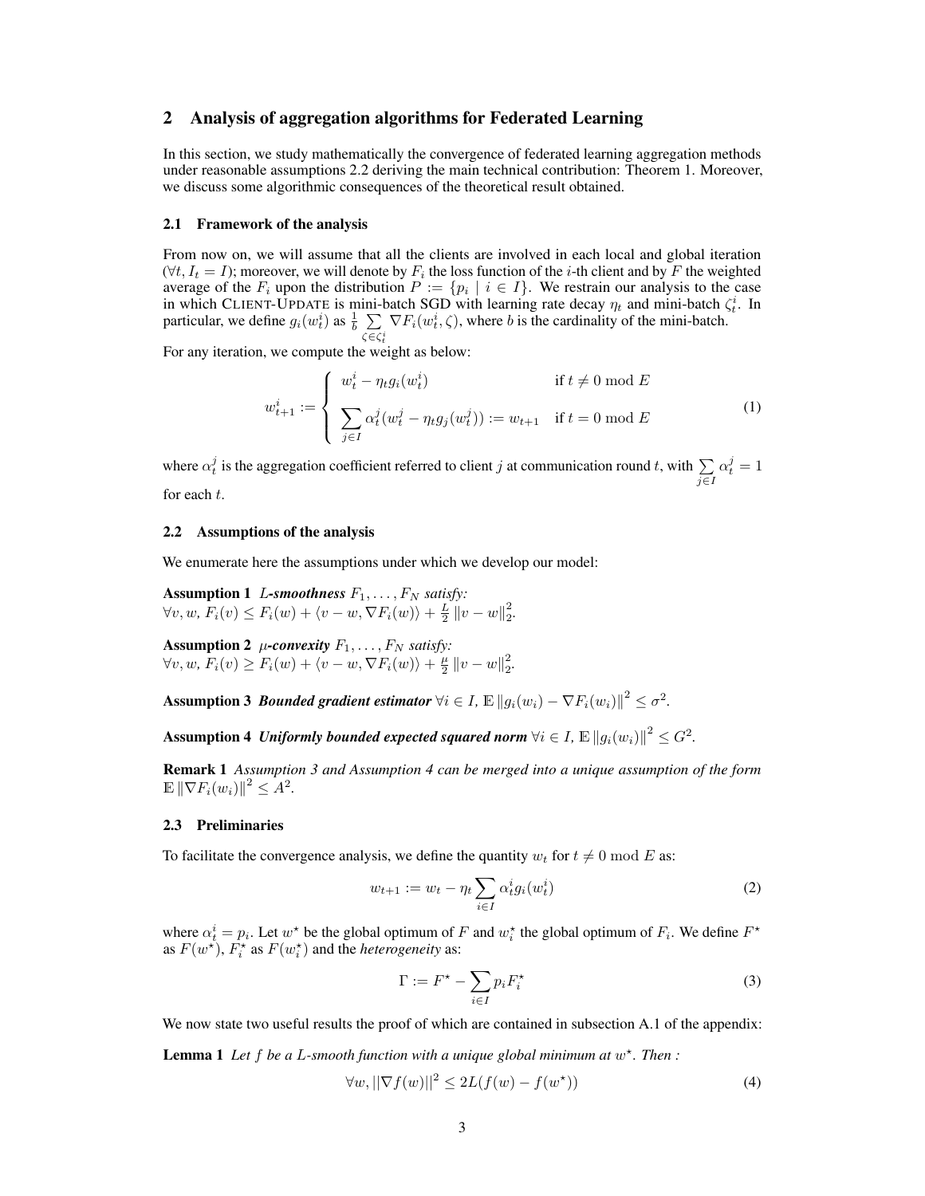## 2 Analysis of aggregation algorithms for Federated Learning

In this section, we study mathematically the convergence of federated learning aggregation methods under reasonable assumptions 2.2 deriving the main technical contribution: Theorem 1. Moreover, we discuss some algorithmic consequences of the theoretical result obtained.

### 2.1 Framework of the analysis

From now on, we will assume that all the clients are involved in each local and global iteration ($\forall t, I_t = I$); moreover, we will denote by $F_i$ the loss function of the $i$-th client and by $F$ the weighted average of the $F_i$ upon the distribution $P := \{p_i \mid i \in I\}$. We restrain our analysis to the case in which CLIENT-UPDATE is mini-batch SGD with learning rate decay $\eta_t$ and mini-batch $\zeta_t^i$. In particular, we define $g_i(w_t^i)$ as $\frac{1}{b} \sum_{\zeta \in \zeta_t^i} \nabla F_i(w_t^i, \zeta)$, where $b$ is the cardinality of the mini-batch.

For any iteration, we compute the weight as below:

$$w_{t+1}^i := \begin{cases} w_t^i - \eta_t g_i(w_t^i) & \text{if } t \neq 0 \bmod E \\ \sum_{j \in I} \alpha_t^j (w_t^j - \eta_t g_j(w_t^j)) := w_{t+1} & \text{if } t = 0 \bmod E \end{cases} \tag{1}$$

where $\alpha_t^j$ is the aggregation coefficient referred to client $j$ at communication round $t$, with $\sum_{j \in I} \alpha_t^j = 1$ for each $t$.

### 2.2 Assumptions of the analysis

We enumerate here the assumptions under which we develop our model:

**Assumption 1** ***L*-smoothness** *$F_1, \ldots, F_N$ satisfy:*
$\forall v, w,\ F_i(v) \leq F_i(w) + \langle v - w, \nabla F_i(w) \rangle + \frac{L}{2} \|v - w\|_2^2$.

**Assumption 2** ***μ*-convexity** *$F_1, \ldots, F_N$ satisfy:*
$\forall v, w,\ F_i(v) \geq F_i(w) + \langle v - w, \nabla F_i(w) \rangle + \frac{\mu}{2} \|v - w\|_2^2$.

**Assumption 3** ***Bounded gradient estimator*** $\forall i \in I,\ \mathbb{E} \|g_i(w_i) - \nabla F_i(w_i)\|^2 \leq \sigma^2$.

**Assumption 4** ***Uniformly bounded expected squared norm*** $\forall i \in I,\ \mathbb{E} \|g_i(w_i)\|^2 \leq G^2$.

**Remark 1** *Assumption 3 and Assumption 4 can be merged into a unique assumption of the form* $\mathbb{E} \|\nabla F_i(w_i)\|^2 \leq A^2$.

### 2.3 Preliminaries

To facilitate the convergence analysis, we define the quantity $w_t$ for $t \neq 0 \bmod E$ as:

$$w_{t+1} := w_t - \eta_t \sum_{i \in I} \alpha_t^i g_i(w_t^i) \tag{2}$$

where $\alpha_t^i = p_i$. Let $w^\star$ be the global optimum of $F$ and $w_i^\star$ the global optimum of $F_i$. We define $F^\star$ as $F(w^\star)$, $F_i^\star$ as $F(w_i^\star)$ and the *heterogeneity* as:

$$\Gamma := F^\star - \sum_{i \in I} p_i F_i^\star \tag{3}$$

We now state two useful results the proof of which are contained in subsection A.1 of the appendix:

**Lemma 1** *Let $f$ be a $L$-smooth function with a unique global minimum at $w^\star$. Then :*

$$\forall w, ||\nabla f(w)||^2 \leq 2L(f(w) - f(w^\star)) \tag{4}$$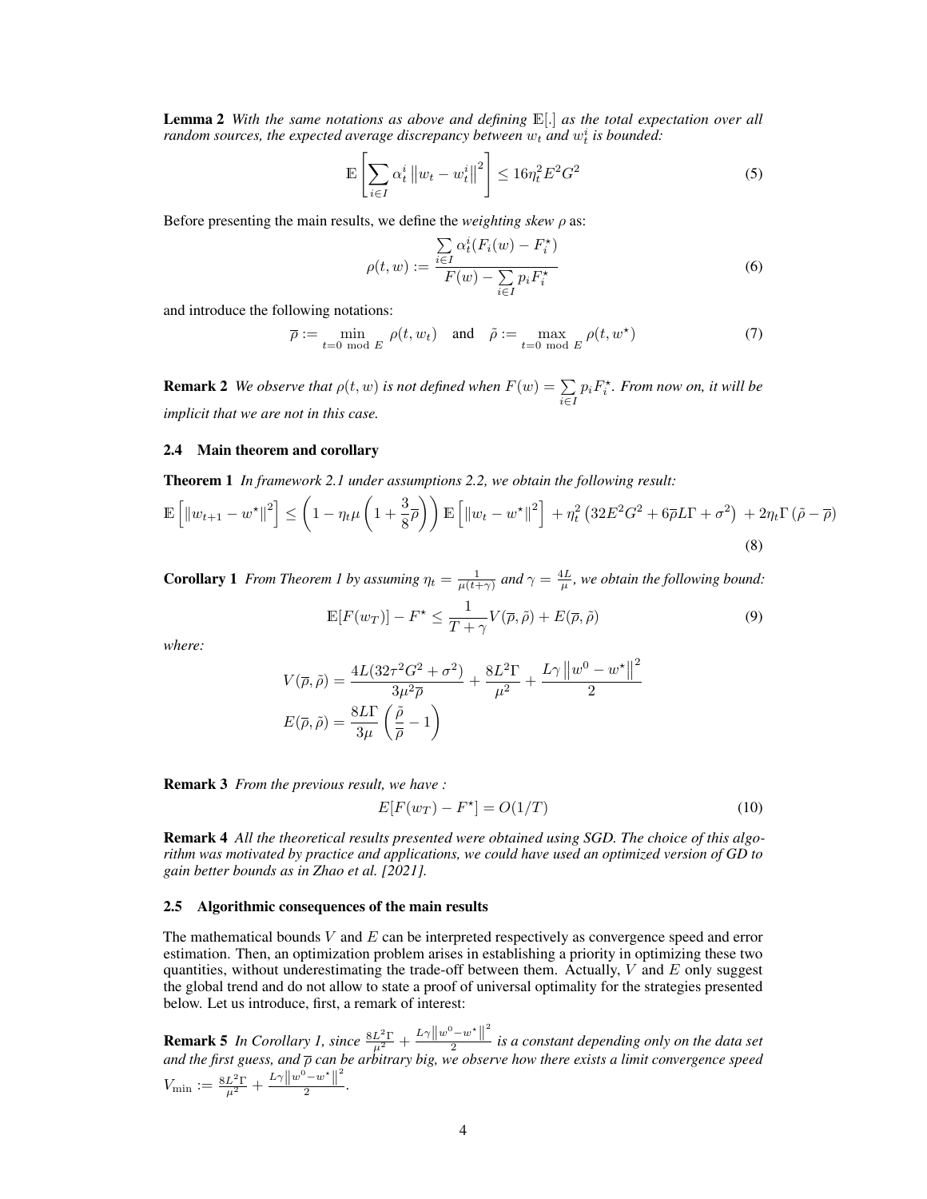**Lemma 2** *With the same notations as above and defining $\mathbb{E}[.]$ as the total expectation over all random sources, the expected average discrepancy between $w_t$ and $w_t^i$ is bounded:*

$$\mathbb{E}\left[\sum_{i \in I} \alpha_t^i \left\|w_t - w_t^i\right\|^2\right] \leq 16\eta_t^2 E^2 G^2 \tag{5}$$

Before presenting the main results, we define the *weighting skew* $\rho$ as:

$$\rho(t, w) := \frac{\sum_{i \in I} \alpha_t^i (F_i(w) - F_i^\star)}{F(w) - \sum_{i \in I} p_i F_i^\star} \tag{6}$$

and introduce the following notations:

$$\overline{\rho} := \min_{t=0 \mod E} \rho(t, w_t) \quad \text{and} \quad \tilde{\rho} := \max_{t=0 \mod E} \rho(t, w^\star) \tag{7}$$

**Remark 2** *We observe that $\rho(t, w)$ is not defined when $F(w) = \sum_{i \in I} p_i F_i^\star$. From now on, it will be implicit that we are not in this case.*

### 2.4 Main theorem and corollary

**Theorem 1** *In framework 2.1 under assumptions 2.2, we obtain the following result:*

$$\mathbb{E}\left[\left\|w_{t+1} - w^\star\right\|^2\right] \leq \left(1 - \eta_t \mu \left(1 + \frac{3}{8}\overline{\rho}\right)\right) \mathbb{E}\left[\left\|w_t - w^\star\right\|^2\right] + \eta_t^2 \left(32E^2G^2 + 6\overline{\rho}L\Gamma + \sigma^2\right) + 2\eta_t \Gamma \left(\tilde{\rho} - \overline{\rho}\right) \tag{8}$$

**Corollary 1** *From Theorem 1 by assuming $\eta_t = \frac{1}{\mu(t+\gamma)}$ and $\gamma = \frac{4L}{\mu}$, we obtain the following bound:*

$$\mathbb{E}[F(w_T)] - F^\star \leq \frac{1}{T + \gamma} V(\overline{\rho}, \tilde{\rho}) + E(\overline{\rho}, \tilde{\rho}) \tag{9}$$

*where:*

$$V(\overline{\rho}, \tilde{\rho}) = \frac{4L(32\tau^2G^2 + \sigma^2)}{3\mu^2\overline{\rho}} + \frac{8L^2\Gamma}{\mu^2} + \frac{L\gamma\left\|w^0 - w^\star\right\|^2}{2}$$

$$E(\overline{\rho}, \tilde{\rho}) = \frac{8L\Gamma}{3\mu}\left(\frac{\tilde{\rho}}{\overline{\rho}} - 1\right)$$

**Remark 3** *From the previous result, we have :*

$$E[F(w_T) - F^\star] = O(1/T) \tag{10}$$

**Remark 4** *All the theoretical results presented were obtained using SGD. The choice of this algorithm was motivated by practice and applications, we could have used an optimized version of GD to gain better bounds as in Zhao et al. [2021].*

### 2.5 Algorithmic consequences of the main results

The mathematical bounds $V$ and $E$ can be interpreted respectively as convergence speed and error estimation. Then, an optimization problem arises in establishing a priority in optimizing these two quantities, without underestimating the trade-off between them. Actually, $V$ and $E$ only suggest the global trend and do not allow to state a proof of universal optimality for the strategies presented below. Let us introduce, first, a remark of interest:

**Remark 5** *In Corollary 1, since $\frac{8L^2\Gamma}{\mu^2} + \frac{L\gamma\left\|w^0 - w^\star\right\|^2}{2}$ is a constant depending only on the data set and the first guess, and $\overline{\rho}$ can be arbitrary big, we observe how there exists a limit convergence speed $V_{\min} := \frac{8L^2\Gamma}{\mu^2} + \frac{L\gamma\left\|w^0 - w^\star\right\|^2}{2}$.*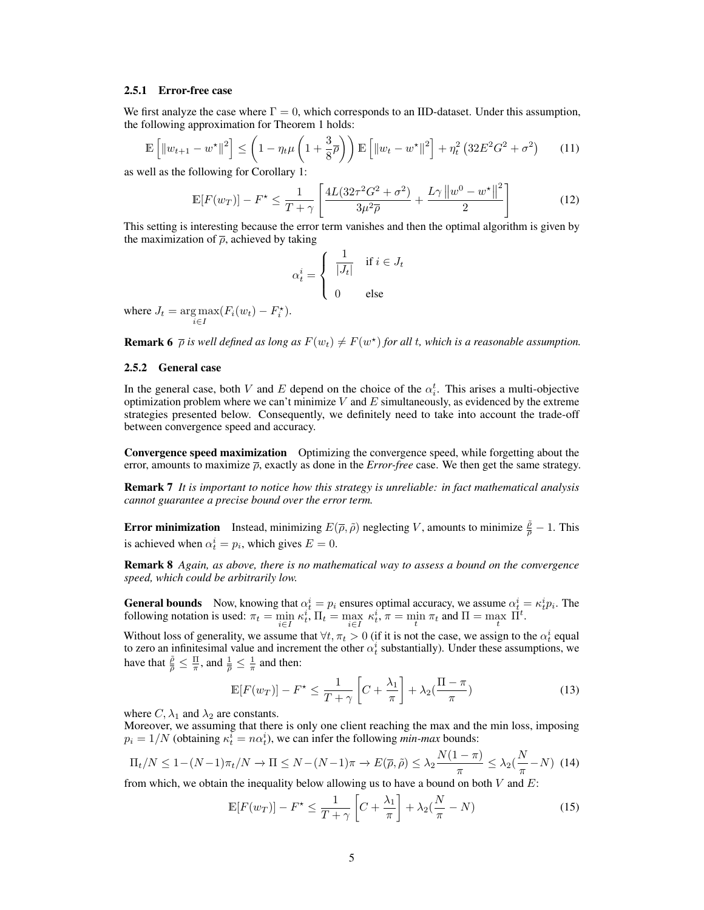#### 2.5.1 Error-free case

We first analyze the case where $\Gamma = 0$, which corresponds to an IID-dataset. Under this assumption, the following approximation for Theorem 1 holds:

$$\mathbb{E}\left[\|w_{t+1} - w^\star\|^2\right] \leq \left(1 - \eta_t \mu \left(1 + \frac{3}{8}\overline{\rho}\right)\right) \mathbb{E}\left[\|w_t - w^\star\|^2\right] + \eta_t^2 \left(32E^2G^2 + \sigma^2\right) \tag{11}$$

as well as the following for Corollary 1:

$$\mathbb{E}[F(w_T)] - F^\star \leq \frac{1}{T+\gamma}\left[\frac{4L(32\tau^2G^2 + \sigma^2)}{3\mu^2\overline{\rho}} + \frac{L\gamma\left\|w^0 - w^\star\right\|^2}{2}\right] \tag{12}$$

This setting is interesting because the error term vanishes and then the optimal algorithm is given by the maximization of $\overline{\rho}$, achieved by taking

$$\alpha_t^i = \begin{cases} \dfrac{1}{|J_t|} & \text{if } i \in J_t \\ 0 & \text{else} \end{cases}$$

where $J_t = \underset{i \in I}{\arg\max}(F_i(w_t) - F_i^\star)$.

**Remark 6** *$\overline{\rho}$ is well defined as long as $F(w_t) \neq F(w^\star)$ for all $t$, which is a reasonable assumption.*

#### 2.5.2 General case

In the general case, both $V$ and $E$ depend on the choice of the $\alpha_i^t$. This arises a multi-objective optimization problem where we can't minimize $V$ and $E$ simultaneously, as evidenced by the extreme strategies presented below. Consequently, we definitely need to take into account the trade-off between convergence speed and accuracy.

**Convergence speed maximization** Optimizing the convergence speed, while forgetting about the error, amounts to maximize $\overline{\rho}$, exactly as done in the *Error-free* case. We then get the same strategy.

**Remark 7** *It is important to notice how this strategy is unreliable: in fact mathematical analysis cannot guarantee a precise bound over the error term.*

**Error minimization** Instead, minimizing $E(\overline{\rho}, \tilde{\rho})$ neglecting $V$, amounts to minimize $\frac{\tilde{\rho}}{\overline{\rho}} - 1$. This is achieved when $\alpha_t^i = p_i$, which gives $E = 0$.

**Remark 8** *Again, as above, there is no mathematical way to assess a bound on the convergence speed, which could be arbitrarily low.*

**General bounds** Now, knowing that $\alpha_t^i = p_i$ ensures optimal accuracy, we assume $\alpha_t^i = \kappa_t^i p_i$. The following notation is used: $\pi_t = \min_{i \in I} \kappa_t^i$, $\Pi_t = \max_{i \in I} \kappa_t^i$, $\pi = \min_t \pi_t$ and $\Pi = \max_t \Pi^t$.

Without loss of generality, we assume that $\forall t, \pi_t > 0$ (if it is not the case, we assign to the $\alpha_t^i$ equal to zero an infinitesimal value and increment the other $\alpha_t^i$ substantially). Under these assumptions, we have that $\frac{\tilde{\rho}}{\overline{\rho}} \leq \frac{\Pi}{\pi}$, and $\frac{1}{\overline{\rho}} \leq \frac{1}{\pi}$ and then:

$$\mathbb{E}[F(w_T)] - F^\star \leq \frac{1}{T+\gamma}\left[C + \frac{\lambda_1}{\pi}\right] + \lambda_2\left(\frac{\Pi - \pi}{\pi}\right) \tag{13}$$

where $C, \lambda_1$ and $\lambda_2$ are constants.
Moreover, we assuming that there is only one client reaching the max and the min loss, imposing $p_i = 1/N$ (obtaining $\kappa_t^i = n\alpha_t^i$), we can infer the following *min-max* bounds:

$$\Pi_t/N \leq 1 - (N-1)\pi_t/N \rightarrow \Pi \leq N - (N-1)\pi \rightarrow E(\overline{\rho}, \tilde{\rho}) \leq \lambda_2 \frac{N(1-\pi)}{\pi} \leq \lambda_2\left(\frac{N}{\pi} - N\right) \tag{14}$$

from which, we obtain the inequality below allowing us to have a bound on both $V$ and $E$:

$$\mathbb{E}[F(w_T)] - F^\star \leq \frac{1}{T+\gamma}\left[C + \frac{\lambda_1}{\pi}\right] + \lambda_2\left(\frac{N}{\pi} - N\right) \tag{15}$$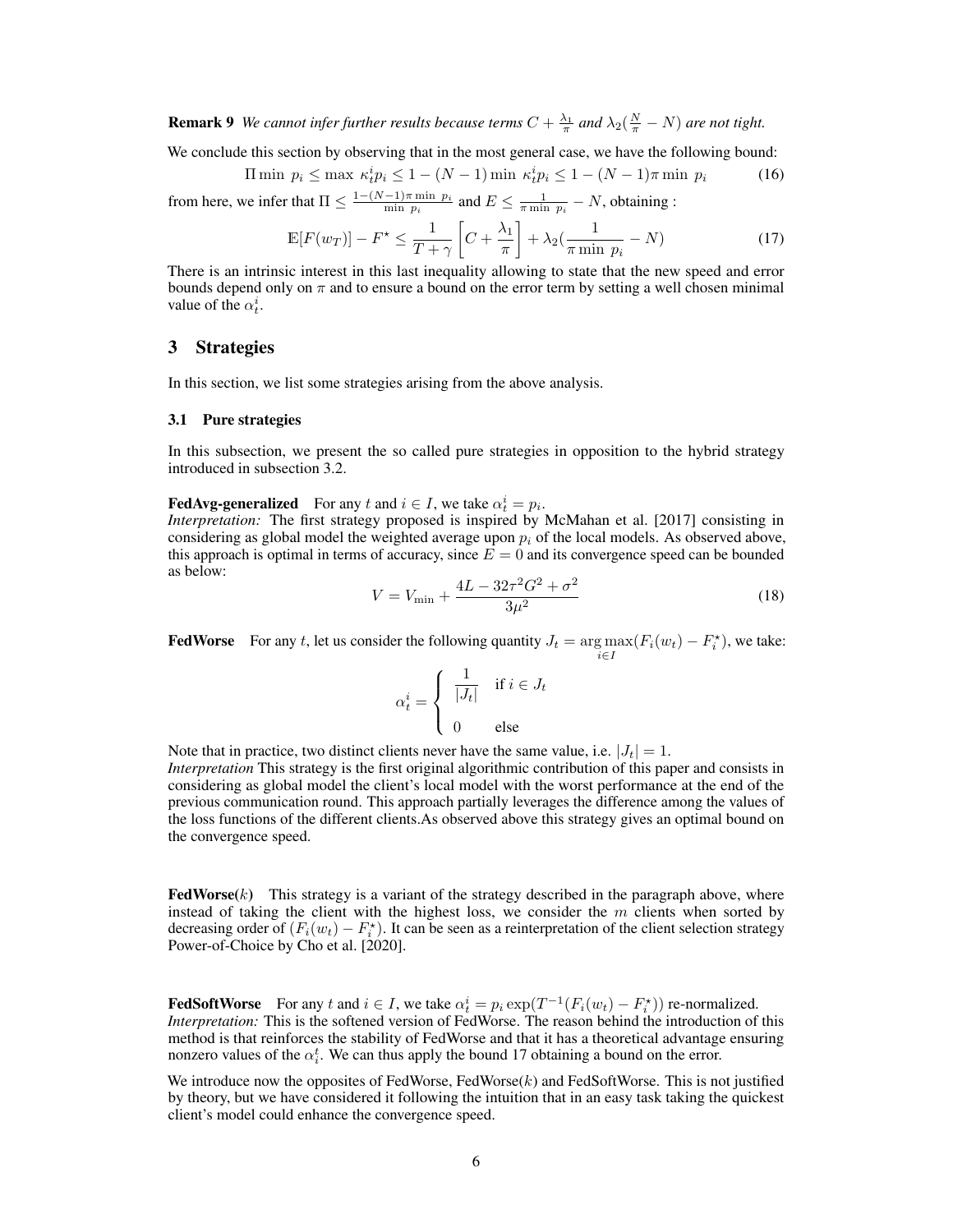**Remark 9** *We cannot infer further results because terms $C + \frac{\lambda_1}{\pi}$ and $\lambda_2(\frac{N}{\pi} - N)$ are not tight.*

We conclude this section by observing that in the most general case, we have the following bound:

$$\Pi \min\ p_i \leq \max\ \kappa_t^i p_i \leq 1 - (N-1) \min\ \kappa_t^i p_i \leq 1 - (N-1)\pi \min\ p_i \tag{16}$$

from here, we infer that $\Pi \leq \frac{1-(N-1)\pi \min\ p_i}{\min\ p_i}$ and $E \leq \frac{1}{\pi \min\ p_i} - N$, obtaining :

$$\mathbb{E}[F(w_T)] - F^\star \leq \frac{1}{T+\gamma}\left[C + \frac{\lambda_1}{\pi}\right] + \lambda_2(\frac{1}{\pi \min\ p_i} - N) \tag{17}$$

There is an intrinsic interest in this last inequality allowing to state that the new speed and error bounds depend only on $\pi$ and to ensure a bound on the error term by setting a well chosen minimal value of the $\alpha_t^i$.

## 3 Strategies

In this section, we list some strategies arising from the above analysis.

### 3.1 Pure strategies

In this subsection, we present the so called pure strategies in opposition to the hybrid strategy introduced in subsection 3.2.

**FedAvg-generalized** For any $t$ and $i \in I$, we take $\alpha_t^i = p_i$.
*Interpretation:* The first strategy proposed is inspired by McMahan et al. [2017] consisting in considering as global model the weighted average upon $p_i$ of the local models. As observed above, this approach is optimal in terms of accuracy, since $E = 0$ and its convergence speed can be bounded as below:

$$V = V_{\min} + \frac{4L - 32\tau^2 G^2 + \sigma^2}{3\mu^2} \tag{18}$$

**FedWorse** For any $t$, let us consider the following quantity $J_t = \arg\max_{i \in I}(F_i(w_t) - F_i^\star)$, we take:

$$\alpha_t^i = \begin{cases} \frac{1}{|J_t|} & \text{if } i \in J_t \\ 0 & \text{else} \end{cases}$$

Note that in practice, two distinct clients never have the same value, i.e. $|J_t| = 1$.
*Interpretation* This strategy is the first original algorithmic contribution of this paper and consists in considering as global model the client's local model with the worst performance at the end of the previous communication round. This approach partially leverages the difference among the values of the loss functions of the different clients.As observed above this strategy gives an optimal bound on the convergence speed.

**FedWorse($k$)** This strategy is a variant of the strategy described in the paragraph above, where instead of taking the client with the highest loss, we consider the $m$ clients when sorted by decreasing order of $(F_i(w_t) - F_i^\star)$. It can be seen as a reinterpretation of the client selection strategy Power-of-Choice by Cho et al. [2020].

**FedSoftWorse** For any $t$ and $i \in I$, we take $\alpha_t^i = p_i \exp(T^{-1}(F_i(w_t) - F_i^\star))$ re-normalized.
*Interpretation:* This is the softened version of FedWorse. The reason behind the introduction of this method is that reinforces the stability of FedWorse and that it has a theoretical advantage ensuring nonzero values of the $\alpha_i^t$. We can thus apply the bound 17 obtaining a bound on the error.

We introduce now the opposites of FedWorse, FedWorse($k$) and FedSoftWorse. This is not justified by theory, but we have considered it following the intuition that in an easy task taking the quickest client's model could enhance the convergence speed.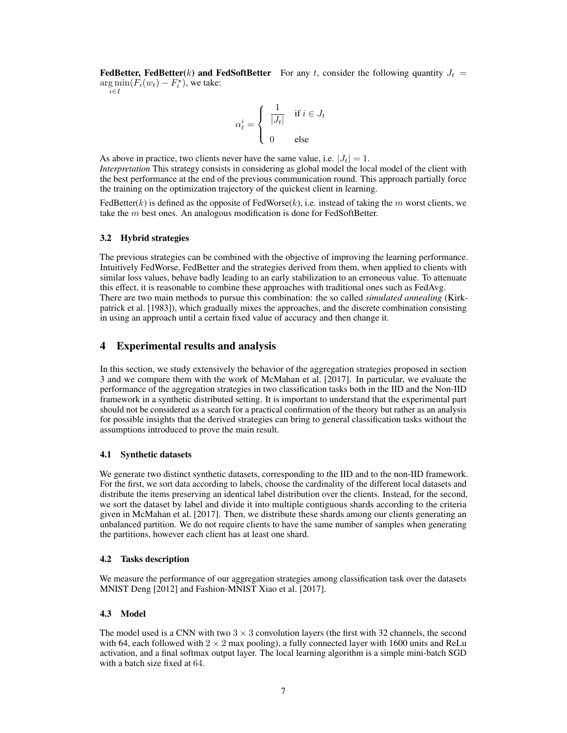**FedBetter, FedBetter($k$) and FedSoftBetter** For any $t$, consider the following quantity $J_t = \underset{i \in I}{\arg\min}(F_i(w_t) - F_i^\star)$, we take:

$$\alpha_t^i = \begin{cases} \dfrac{1}{|J_t|} & \text{if } i \in J_t \\ 0 & \text{else} \end{cases}$$

As above in practice, two clients never have the same value, i.e. $|J_t| = 1$.

*Interpretation* This strategy consists in considering as global model the local model of the client with the best performance at the end of the previous communication round. This approach partially force the training on the optimization trajectory of the quickest client in learning.

FedBetter($k$) is defined as the opposite of FedWorse($k$), i.e. instead of taking the $m$ worst clients, we take the $m$ best ones. An analogous modification is done for FedSoftBetter.

### 3.2 Hybrid strategies

The previous strategies can be combined with the objective of improving the learning performance. Intuitively FedWorse, FedBetter and the strategies derived from them, when applied to clients with similar loss values, behave badly leading to an early stabilization to an erroneous value. To attenuate this effect, it is reasonable to combine these approaches with traditional ones such as FedAvg.

There are two main methods to pursue this combination: the so called *simulated annealing* (Kirkpatrick et al. [1983]), which gradually mixes the approaches, and the discrete combination consisting in using an approach until a certain fixed value of accuracy and then change it.

## 4 Experimental results and analysis

In this section, we study extensively the behavior of the aggregation strategies proposed in section 3 and we compare them with the work of McMahan et al. [2017]. In particular, we evaluate the performance of the aggregation strategies in two classification tasks both in the IID and the Non-IID framework in a synthetic distributed setting. It is important to understand that the experimental part should not be considered as a search for a practical confirmation of the theory but rather as an analysis for possible insights that the derived strategies can bring to general classification tasks without the assumptions introduced to prove the main result.

### 4.1 Synthetic datasets

We generate two distinct synthetic datasets, corresponding to the IID and to the non-IID framework. For the first, we sort data according to labels, choose the cardinality of the different local datasets and distribute the items preserving an identical label distribution over the clients. Instead, for the second, we sort the dataset by label and divide it into multiple contiguous shards according to the criteria given in McMahan et al. [2017]. Then, we distribute these shards among our clients generating an unbalanced partition. We do not require clients to have the same number of samples when generating the partitions, however each client has at least one shard.

### 4.2 Tasks description

We measure the performance of our aggregation strategies among classification task over the datasets MNIST Deng [2012] and Fashion-MNIST Xiao et al. [2017].

### 4.3 Model

The model used is a CNN with two $3 \times 3$ convolution layers (the first with 32 channels, the second with 64, each followed with $2 \times 2$ max pooling), a fully connected layer with 1600 units and ReLu activation, and a final softmax output layer. The local learning algorithm is a simple mini-batch SGD with a batch size fixed at 64.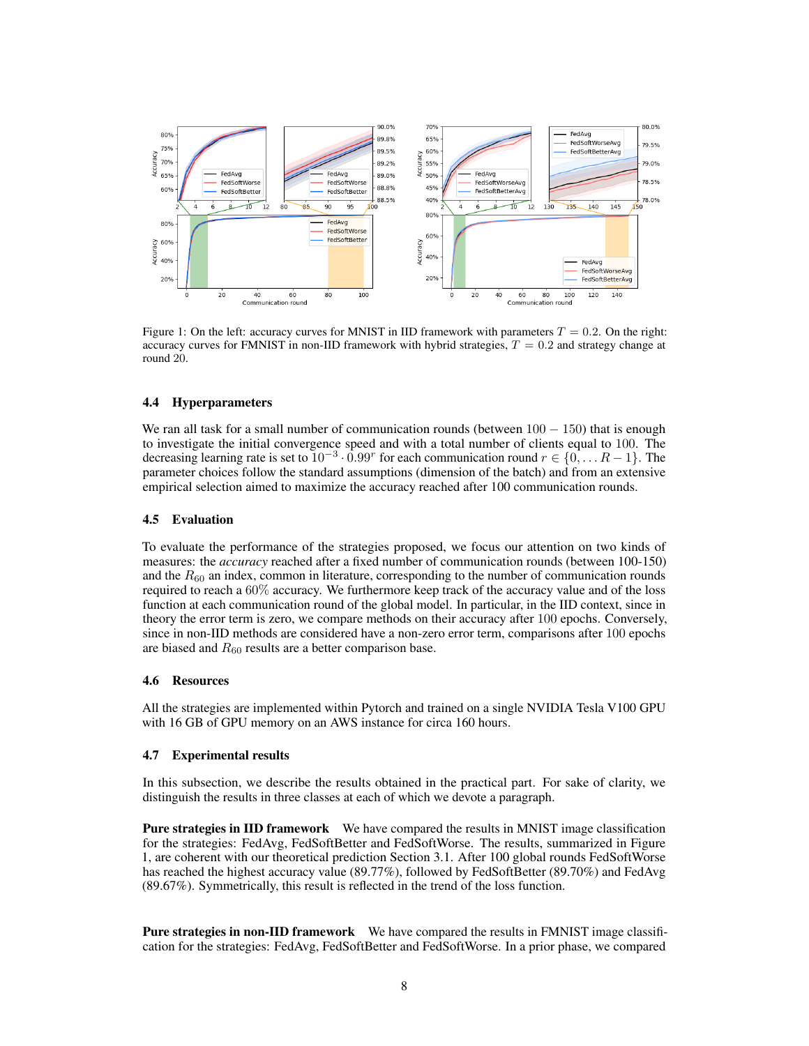Figure 1: On the left: accuracy curves for MNIST in IID framework with parameters $T = 0.2$. On the right: accuracy curves for FMNIST in non-IID framework with hybrid strategies, $T = 0.2$ and strategy change at round 20.

### 4.4 Hyperparameters

We ran all task for a small number of communication rounds (between $100 - 150$) that is enough to investigate the initial convergence speed and with a total number of clients equal to 100. The decreasing learning rate is set to $10^{-3} \cdot 0.99^{r}$ for each communication round $r \in \{0, \dots R-1\}$. The parameter choices follow the standard assumptions (dimension of the batch) and from an extensive empirical selection aimed to maximize the accuracy reached after 100 communication rounds.

### 4.5 Evaluation

To evaluate the performance of the strategies proposed, we focus our attention on two kinds of measures: the *accuracy* reached after a fixed number of communication rounds (between 100-150) and the $R_{60}$ an index, common in literature, corresponding to the number of communication rounds required to reach a $60\%$ accuracy. We furthermore keep track of the accuracy value and of the loss function at each communication round of the global model. In particular, in the IID context, since in theory the error term is zero, we compare methods on their accuracy after $100$ epochs. Conversely, since in non-IID methods are considered have a non-zero error term, comparisons after $100$ epochs are biased and $R_{60}$ results are a better comparison base.

### 4.6 Resources

All the strategies are implemented within Pytorch and trained on a single NVIDIA Tesla V100 GPU with 16 GB of GPU memory on an AWS instance for circa 160 hours.

### 4.7 Experimental results

In this subsection, we describe the results obtained in the practical part. For sake of clarity, we distinguish the results in three classes at each of which we devote a paragraph.

**Pure strategies in IID framework** We have compared the results in MNIST image classification for the strategies: FedAvg, FedSoftBetter and FedSoftWorse. The results, summarized in Figure 1, are coherent with our theoretical prediction Section 3.1. After 100 global rounds FedSoftWorse has reached the highest accuracy value ($89.77\%$), followed by FedSoftBetter ($89.70\%$) and FedAvg ($89.67\%$). Symmetrically, this result is reflected in the trend of the loss function.

**Pure strategies in non-IID framework** We have compared the results in FMNIST image classification for the strategies: FedAvg, FedSoftBetter and FedSoftWorse. In a prior phase, we compared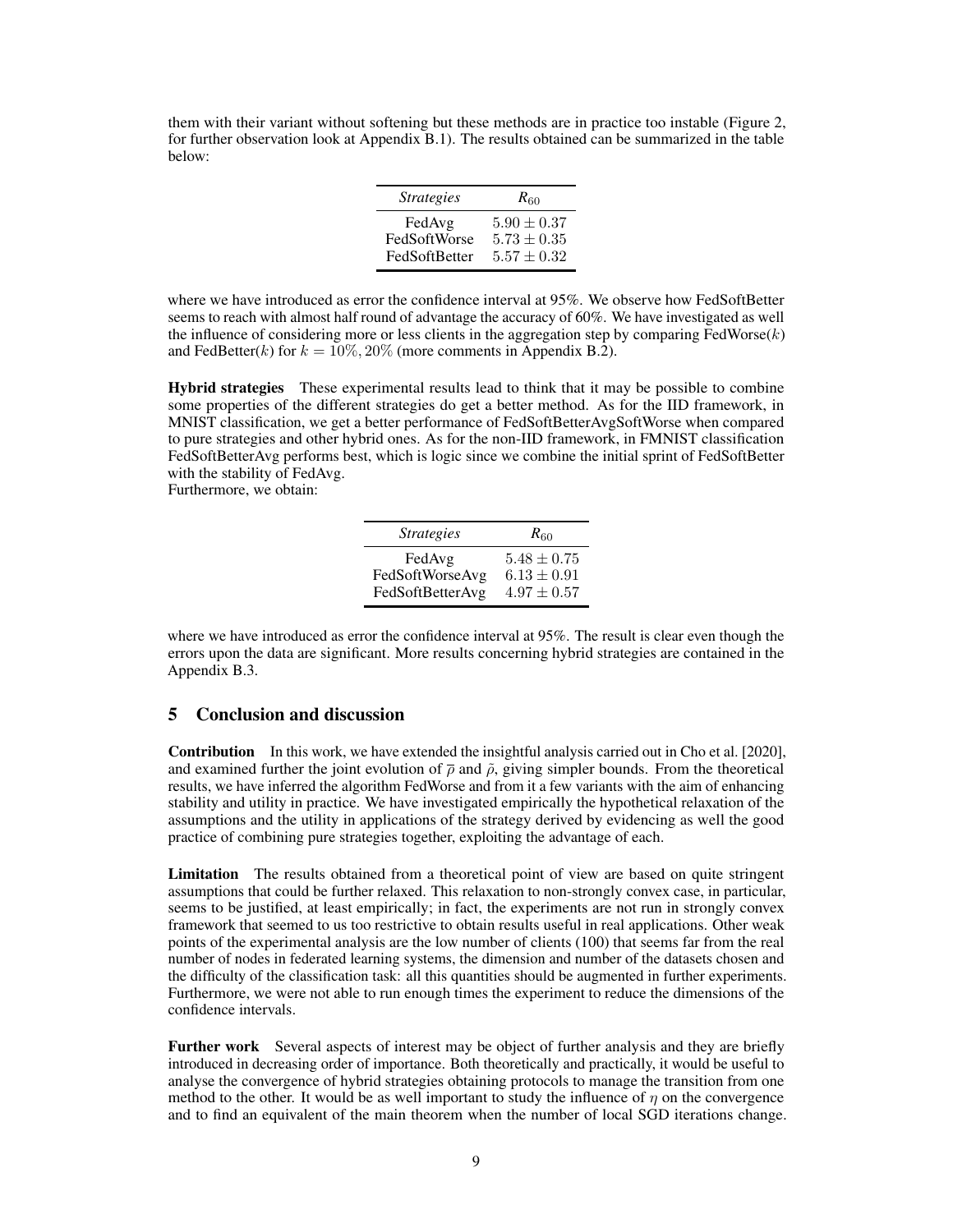them with their variant without softening but these methods are in practice too instable (Figure 2, for further observation look at Appendix B.1). The results obtained can be summarized in the table below:

| *Strategies* | $R_{60}$ |
|---|---|
| FedAvg | $5.90 \pm 0.37$ |
| FedSoftWorse | $5.73 \pm 0.35$ |
| FedSoftBetter | $5.57 \pm 0.32$ |

where we have introduced as error the confidence interval at 95%. We observe how FedSoftBetter seems to reach with almost half round of advantage the accuracy of 60%. We have investigated as well the influence of considering more or less clients in the aggregation step by comparing FedWorse($k$) and FedBetter($k$) for $k = 10\%, 20\%$ (more comments in Appendix B.2).

**Hybrid strategies** These experimental results lead to think that it may be possible to combine some properties of the different strategies do get a better method. As for the IID framework, in MNIST classification, we get a better performance of FedSoftBetterAvgSoftWorse when compared to pure strategies and other hybrid ones. As for the non-IID framework, in FMNIST classification FedSoftBetterAvg performs best, which is logic since we combine the initial sprint of FedSoftBetter with the stability of FedAvg.
Furthermore, we obtain:

| *Strategies* | $R_{60}$ |
|---|---|
| FedAvg | $5.48 \pm 0.75$ |
| FedSoftWorseAvg | $6.13 \pm 0.91$ |
| FedSoftBetterAvg | $4.97 \pm 0.57$ |

where we have introduced as error the confidence interval at 95%. The result is clear even though the errors upon the data are significant. More results concerning hybrid strategies are contained in the Appendix B.3.

## 5 Conclusion and discussion

**Contribution** In this work, we have extended the insightful analysis carried out in Cho et al. [2020], and examined further the joint evolution of $\overline{\rho}$ and $\tilde{\rho}$, giving simpler bounds. From the theoretical results, we have inferred the algorithm FedWorse and from it a few variants with the aim of enhancing stability and utility in practice. We have investigated empirically the hypothetical relaxation of the assumptions and the utility in applications of the strategy derived by evidencing as well the good practice of combining pure strategies together, exploiting the advantage of each.

**Limitation** The results obtained from a theoretical point of view are based on quite stringent assumptions that could be further relaxed. This relaxation to non-strongly convex case, in particular, seems to be justified, at least empirically; in fact, the experiments are not run in strongly convex framework that seemed to us too restrictive to obtain results useful in real applications. Other weak points of the experimental analysis are the low number of clients (100) that seems far from the real number of nodes in federated learning systems, the dimension and number of the datasets chosen and the difficulty of the classification task: all this quantities should be augmented in further experiments. Furthermore, we were not able to run enough times the experiment to reduce the dimensions of the confidence intervals.

**Further work** Several aspects of interest may be object of further analysis and they are briefly introduced in decreasing order of importance. Both theoretically and practically, it would be useful to analyse the convergence of hybrid strategies obtaining protocols to manage the transition from one method to the other. It would be as well important to study the influence of $\eta$ on the convergence and to find an equivalent of the main theorem when the number of local SGD iterations change.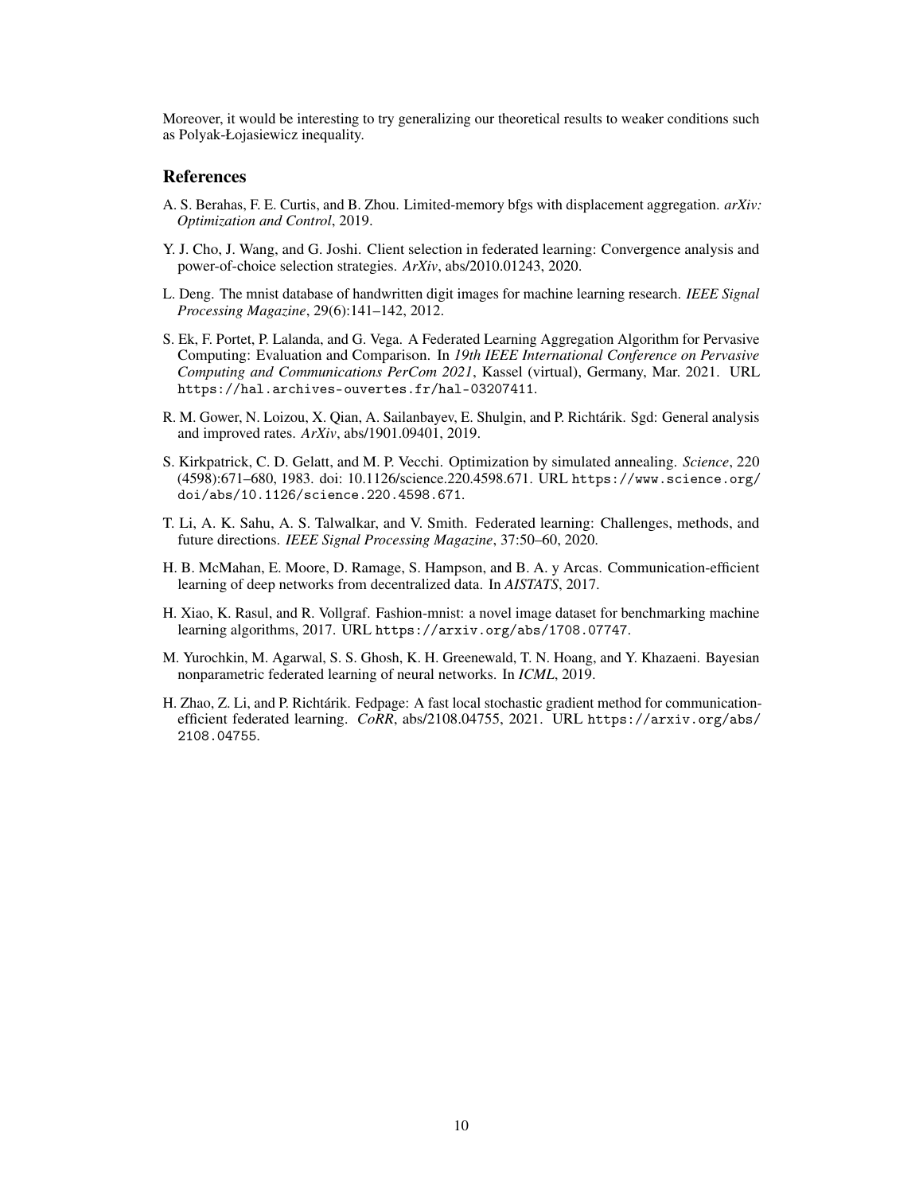Moreover, it would be interesting to try generalizing our theoretical results to weaker conditions such as Polyak-Łojasiewicz inequality.

## References

A. S. Berahas, F. E. Curtis, and B. Zhou. Limited-memory bfgs with displacement aggregation. *arXiv: Optimization and Control*, 2019.

Y. J. Cho, J. Wang, and G. Joshi. Client selection in federated learning: Convergence analysis and power-of-choice selection strategies. *ArXiv*, abs/2010.01243, 2020.

L. Deng. The mnist database of handwritten digit images for machine learning research. *IEEE Signal Processing Magazine*, 29(6):141–142, 2012.

S. Ek, F. Portet, P. Lalanda, and G. Vega. A Federated Learning Aggregation Algorithm for Pervasive Computing: Evaluation and Comparison. In *19th IEEE International Conference on Pervasive Computing and Communications PerCom 2021*, Kassel (virtual), Germany, Mar. 2021. URL https://hal.archives-ouvertes.fr/hal-03207411.

R. M. Gower, N. Loizou, X. Qian, A. Sailanbayev, E. Shulgin, and P. Richtárik. Sgd: General analysis and improved rates. *ArXiv*, abs/1901.09401, 2019.

S. Kirkpatrick, C. D. Gelatt, and M. P. Vecchi. Optimization by simulated annealing. *Science*, 220 (4598):671–680, 1983. doi: 10.1126/science.220.4598.671. URL https://www.science.org/doi/abs/10.1126/science.220.4598.671.

T. Li, A. K. Sahu, A. S. Talwalkar, and V. Smith. Federated learning: Challenges, methods, and future directions. *IEEE Signal Processing Magazine*, 37:50–60, 2020.

H. B. McMahan, E. Moore, D. Ramage, S. Hampson, and B. A. y Arcas. Communication-efficient learning of deep networks from decentralized data. In *AISTATS*, 2017.

H. Xiao, K. Rasul, and R. Vollgraf. Fashion-mnist: a novel image dataset for benchmarking machine learning algorithms, 2017. URL https://arxiv.org/abs/1708.07747.

M. Yurochkin, M. Agarwal, S. S. Ghosh, K. H. Greenewald, T. N. Hoang, and Y. Khazaeni. Bayesian nonparametric federated learning of neural networks. In *ICML*, 2019.

H. Zhao, Z. Li, and P. Richtárik. Fedpage: A fast local stochastic gradient method for communication-efficient federated learning. *CoRR*, abs/2108.04755, 2021. URL https://arxiv.org/abs/2108.04755.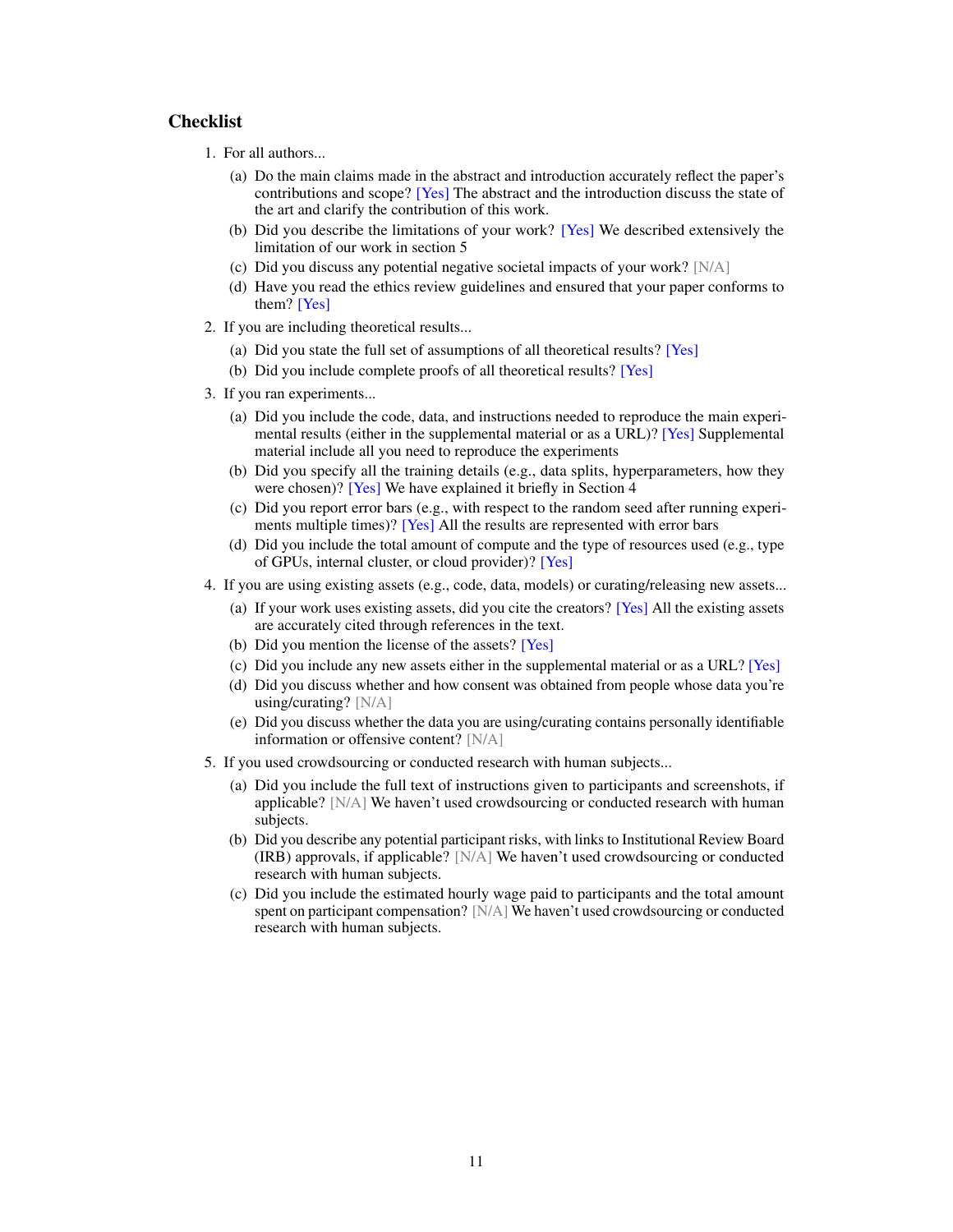## Checklist

1. For all authors...
   (a) Do the main claims made in the abstract and introduction accurately reflect the paper's contributions and scope? [Yes] The abstract and the introduction discuss the state of the art and clarify the contribution of this work.
   (b) Did you describe the limitations of your work? [Yes] We described extensively the limitation of our work in section 5
   (c) Did you discuss any potential negative societal impacts of your work? [N/A]
   (d) Have you read the ethics review guidelines and ensured that your paper conforms to them? [Yes]
2. If you are including theoretical results...
   (a) Did you state the full set of assumptions of all theoretical results? [Yes]
   (b) Did you include complete proofs of all theoretical results? [Yes]
3. If you ran experiments...
   (a) Did you include the code, data, and instructions needed to reproduce the main experimental results (either in the supplemental material or as a URL)? [Yes] Supplemental material include all you need to reproduce the experiments
   (b) Did you specify all the training details (e.g., data splits, hyperparameters, how they were chosen)? [Yes] We have explained it briefly in Section 4
   (c) Did you report error bars (e.g., with respect to the random seed after running experiments multiple times)? [Yes] All the results are represented with error bars
   (d) Did you include the total amount of compute and the type of resources used (e.g., type of GPUs, internal cluster, or cloud provider)? [Yes]
4. If you are using existing assets (e.g., code, data, models) or curating/releasing new assets...
   (a) If your work uses existing assets, did you cite the creators? [Yes] All the existing assets are accurately cited through references in the text.
   (b) Did you mention the license of the assets? [Yes]
   (c) Did you include any new assets either in the supplemental material or as a URL? [Yes]
   (d) Did you discuss whether and how consent was obtained from people whose data you're using/curating? [N/A]
   (e) Did you discuss whether the data you are using/curating contains personally identifiable information or offensive content? [N/A]
5. If you used crowdsourcing or conducted research with human subjects...
   (a) Did you include the full text of instructions given to participants and screenshots, if applicable? [N/A] We haven't used crowdsourcing or conducted research with human subjects.
   (b) Did you describe any potential participant risks, with links to Institutional Review Board (IRB) approvals, if applicable? [N/A] We haven't used crowdsourcing or conducted research with human subjects.
   (c) Did you include the estimated hourly wage paid to participants and the total amount spent on participant compensation? [N/A] We haven't used crowdsourcing or conducted research with human subjects.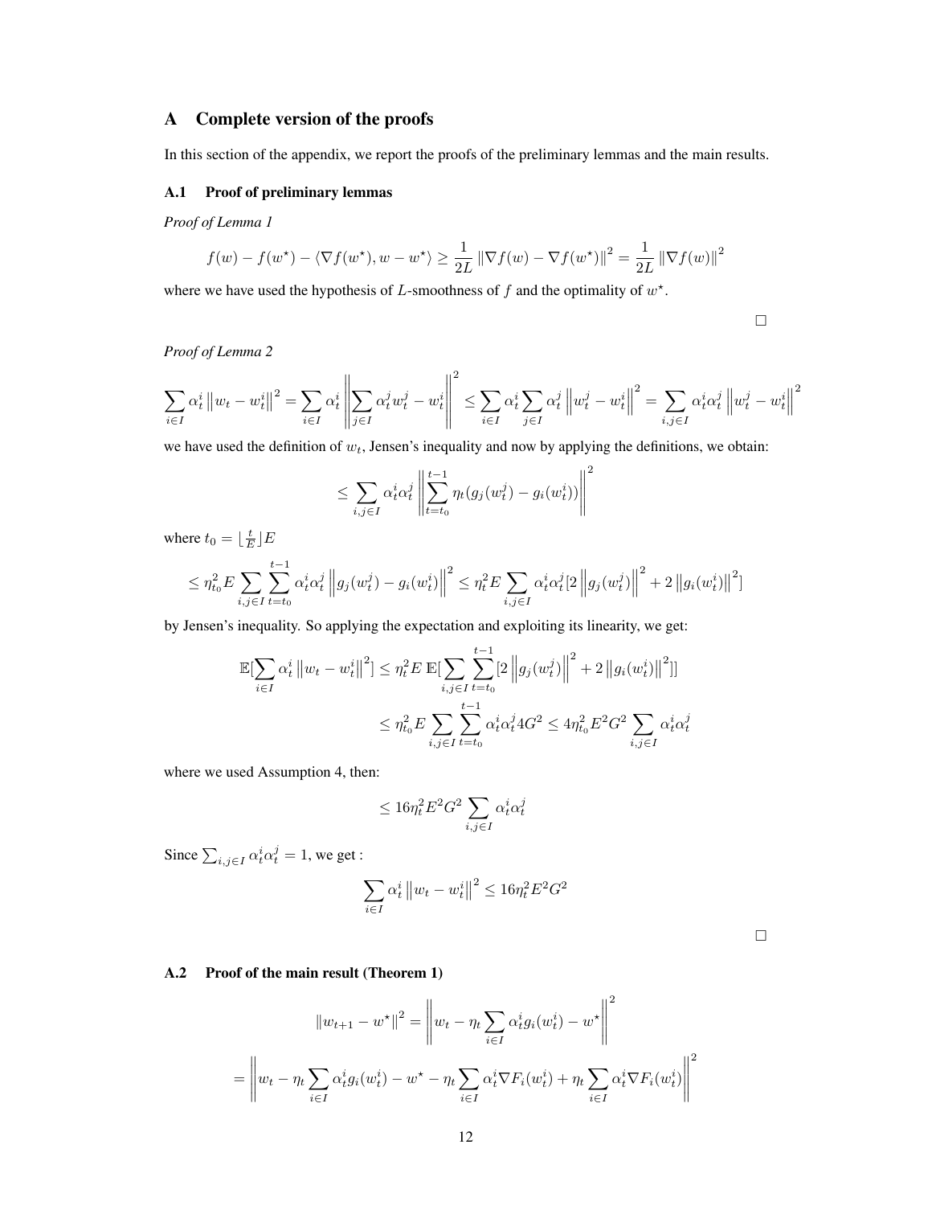## A Complete version of the proofs

In this section of the appendix, we report the proofs of the preliminary lemmas and the main results.

### A.1 Proof of preliminary lemmas

*Proof of Lemma 1*

$$f(w) - f(w^\star) - \langle \nabla f(w^\star), w - w^\star \rangle \geq \frac{1}{2L} \left\| \nabla f(w) - \nabla f(w^\star) \right\|^2 = \frac{1}{2L} \left\| \nabla f(w) \right\|^2$$

where we have used the hypothesis of $L$-smoothness of $f$ and the optimality of $w^\star$.

□

*Proof of Lemma 2*

$$\sum_{i \in I} \alpha_t^i \left\| w_t - w_t^i \right\|^2 = \sum_{i \in I} \alpha_t^i \left\| \sum_{j \in I} \alpha_t^j w_t^j - w_t^i \right\|^2 \leq \sum_{i \in I} \alpha_t^i \sum_{j \in I} \alpha_t^j \left\| w_t^j - w_t^i \right\|^2 = \sum_{i,j \in I} \alpha_t^i \alpha_t^j \left\| w_t^j - w_t^i \right\|^2$$

we have used the definition of $w_t$, Jensen's inequality and now by applying the definitions, we obtain:

$$\leq \sum_{i,j \in I} \alpha_t^i \alpha_t^j \left\| \sum_{t=t_0}^{t-1} \eta_t (g_j(w_t^j) - g_i(w_t^i)) \right\|^2$$

where $t_0 = \lfloor \frac{t}{E} \rfloor E$

$$\leq \eta_{t_0}^2 E \sum_{i,j \in I} \sum_{t=t_0}^{t-1} \alpha_t^i \alpha_t^j \left\| g_j(w_t^j) - g_i(w_t^i) \right\|^2 \leq \eta_t^2 E \sum_{i,j \in I} \alpha_t^i \alpha_t^j [2 \left\| g_j(w_t^j) \right\|^2 + 2 \left\| g_i(w_t^i) \right\|^2]$$

by Jensen's inequality. So applying the expectation and exploiting its linearity, we get:

$$\mathbb{E}[\sum_{i \in I} \alpha_t^i \left\| w_t - w_t^i \right\|^2] \leq \eta_t^2 E \, \mathbb{E}[\sum_{i,j \in I} \sum_{t=t_0}^{t-1} [2 \left\| g_j(w_t^j) \right\|^2 + 2 \left\| g_i(w_t^i) \right\|^2]]$$

$$\leq \eta_{t_0}^2 E \sum_{i,j \in I} \sum_{t=t_0}^{t-1} \alpha_t^i \alpha_t^j 4G^2 \leq 4\eta_{t_0}^2 E^2 G^2 \sum_{i,j \in I} \alpha_t^i \alpha_t^j$$

where we used Assumption 4, then:

$$\leq 16 \eta_t^2 E^2 G^2 \sum_{i,j \in I} \alpha_t^i \alpha_t^j$$

Since $\sum_{i,j \in I} \alpha_t^i \alpha_t^j = 1$, we get :

$$\sum_{i \in I} \alpha_t^i \left\| w_t - w_t^i \right\|^2 \leq 16 \eta_t^2 E^2 G^2$$

□

### A.2 Proof of the main result (Theorem 1)

$$\left\| w_{t+1} - w^\star \right\|^2 = \left\| w_t - \eta_t \sum_{i \in I} \alpha_t^i g_i(w_t^i) - w^\star \right\|^2$$

$$= \left\| w_t - \eta_t \sum_{i \in I} \alpha_t^i g_i(w_t^i) - w^\star - \eta_t \sum_{i \in I} \alpha_t^i \nabla F_i(w_t^i) + \eta_t \sum_{i \in I} \alpha_t^i \nabla F_i(w_t^i) \right\|^2$$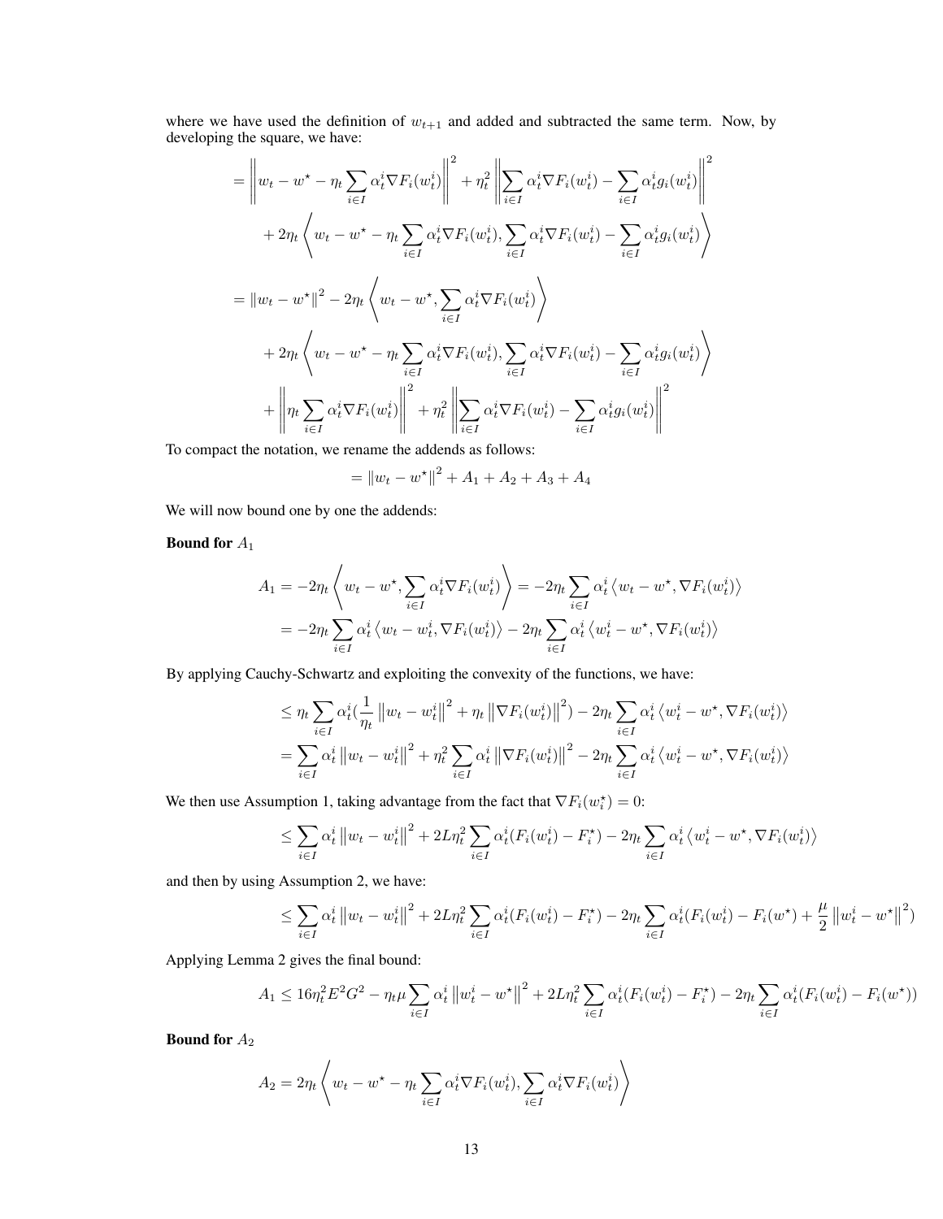where we have used the definition of $w_{t+1}$ and added and subtracted the same term. Now, by developing the square, we have:

$$
\begin{aligned}
&= \left\| w_t - w^\star - \eta_t \sum_{i\in I} \alpha_t^i \nabla F_i(w_t^i) \right\|^2 + \eta_t^2 \left\| \sum_{i\in I} \alpha_t^i \nabla F_i(w_t^i) - \sum_{i\in I} \alpha_t^i g_i(w_t^i) \right\|^2 \\
&\quad + 2\eta_t \left\langle w_t - w^\star - \eta_t \sum_{i\in I} \alpha_t^i \nabla F_i(w_t^i), \sum_{i\in I} \alpha_t^i \nabla F_i(w_t^i) - \sum_{i\in I} \alpha_t^i g_i(w_t^i) \right\rangle \\
&= \left\| w_t - w^\star \right\|^2 - 2\eta_t \left\langle w_t - w^\star, \sum_{i\in I} \alpha_t^i \nabla F_i(w_t^i) \right\rangle \\
&\quad + 2\eta_t \left\langle w_t - w^\star - \eta_t \sum_{i\in I} \alpha_t^i \nabla F_i(w_t^i), \sum_{i\in I} \alpha_t^i \nabla F_i(w_t^i) - \sum_{i\in I} \alpha_t^i g_i(w_t^i) \right\rangle \\
&\quad + \left\| \eta_t \sum_{i\in I} \alpha_t^i \nabla F_i(w_t^i) \right\|^2 + \eta_t^2 \left\| \sum_{i\in I} \alpha_t^i \nabla F_i(w_t^i) - \sum_{i\in I} \alpha_t^i g_i(w_t^i) \right\|^2
\end{aligned}
$$

To compact the notation, we rename the addends as follows:

$$
= \left\| w_t - w^\star \right\|^2 + A_1 + A_2 + A_3 + A_4
$$

We will now bound one by one the addends:

**Bound for $A_1$**

$$
\begin{aligned}
A_1 = -2\eta_t \left\langle w_t - w^\star, \sum_{i\in I} \alpha_t^i \nabla F_i(w_t^i) \right\rangle &= -2\eta_t \sum_{i\in I} \alpha_t^i \left\langle w_t - w^\star, \nabla F_i(w_t^i) \right\rangle \\
&= -2\eta_t \sum_{i\in I} \alpha_t^i \left\langle w_t - w_t^i, \nabla F_i(w_t^i) \right\rangle - 2\eta_t \sum_{i\in I} \alpha_t^i \left\langle w_t^i - w^\star, \nabla F_i(w_t^i) \right\rangle
\end{aligned}
$$

By applying Cauchy-Schwartz and exploiting the convexity of the functions, we have:

$$
\begin{aligned}
&\leq \eta_t \sum_{i\in I} \alpha_t^i \left(\frac{1}{\eta_t} \left\| w_t - w_t^i \right\|^2 + \eta_t \left\| \nabla F_i(w_t^i) \right\|^2\right) - 2\eta_t \sum_{i\in I} \alpha_t^i \left\langle w_t^i - w^\star, \nabla F_i(w_t^i) \right\rangle \\
&= \sum_{i\in I} \alpha_t^i \left\| w_t - w_t^i \right\|^2 + \eta_t^2 \sum_{i\in I} \alpha_t^i \left\| \nabla F_i(w_t^i) \right\|^2 - 2\eta_t \sum_{i\in I} \alpha_t^i \left\langle w_t^i - w^\star, \nabla F_i(w_t^i) \right\rangle
\end{aligned}
$$

We then use Assumption 1, taking advantage from the fact that $\nabla F_i(w_i^\star) = 0$:

$$
\leq \sum_{i\in I} \alpha_t^i \left\| w_t - w_t^i \right\|^2 + 2L\eta_t^2 \sum_{i\in I} \alpha_t^i (F_i(w_t^i) - F_i^\star) - 2\eta_t \sum_{i\in I} \alpha_t^i \left\langle w_t^i - w^\star, \nabla F_i(w_t^i) \right\rangle
$$

and then by using Assumption 2, we have:

$$
\leq \sum_{i\in I} \alpha_t^i \left\| w_t - w_t^i \right\|^2 + 2L\eta_t^2 \sum_{i\in I} \alpha_t^i (F_i(w_t^i) - F_i^\star) - 2\eta_t \sum_{i\in I} \alpha_t^i (F_i(w_t^i) - F_i(w^\star) + \frac{\mu}{2} \left\| w_t^i - w^\star \right\|^2)
$$

Applying Lemma 2 gives the final bound:

$$
A_1 \leq 16\eta_t^2 E^2 G^2 - \eta_t \mu \sum_{i\in I} \alpha_t^i \left\| w_t^i - w^\star \right\|^2 + 2L\eta_t^2 \sum_{i\in I} \alpha_t^i (F_i(w_t^i) - F_i^\star) - 2\eta_t \sum_{i\in I} \alpha_t^i (F_i(w_t^i) - F_i(w^\star))
$$

**Bound for $A_2$**

$$
A_2 = 2\eta_t \left\langle w_t - w^\star - \eta_t \sum_{i\in I} \alpha_t^i \nabla F_i(w_t^i), \sum_{i\in I} \alpha_t^i \nabla F_i(w_t^i) \right\rangle
$$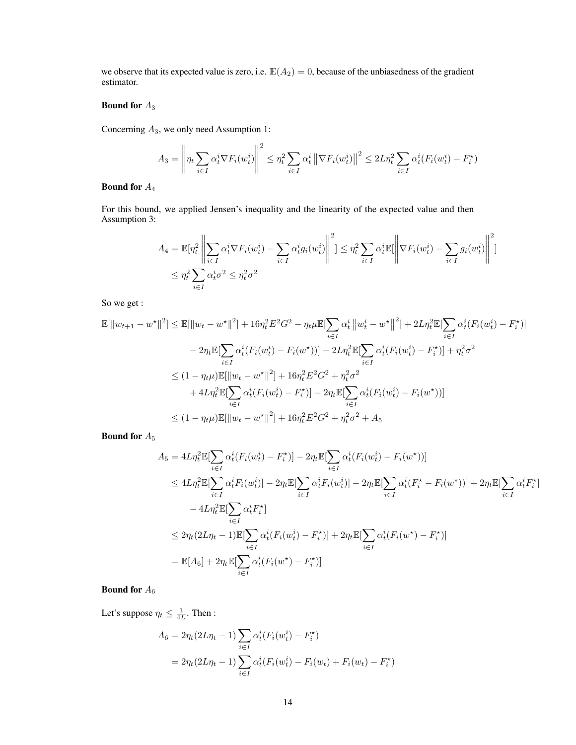we observe that its expected value is zero, i.e. $\mathbb{E}(A_2) = 0$, because of the unbiasedness of the gradient estimator.

**Bound for $A_3$**

Concerning $A_3$, we only need Assumption 1:

$$A_3 = \left\| \eta_t \sum_{i \in I} \alpha_t^i \nabla F_i(w_t^i) \right\|^2 \leq \eta_t^2 \sum_{i \in I} \alpha_t^i \left\| \nabla F_i(w_t^i) \right\|^2 \leq 2L\eta_t^2 \sum_{i \in I} \alpha_t^i (F_i(w_t^i) - F_i^\star)$$

**Bound for $A_4$**

For this bound, we applied Jensen's inequality and the linearity of the expected value and then Assumption 3:

$$\begin{aligned} A_4 &= \mathbb{E}[\eta_t^2 \left\| \sum_{i \in I} \alpha_t^i \nabla F_i(w_t^i) - \sum_{i \in I} \alpha_t^i g_i(w_t^i) \right\|^2] \leq \eta_t^2 \sum_{i \in I} \alpha_t^i \mathbb{E}[\left\| \nabla F_i(w_t^i) - \sum_{i \in I} g_i(w_t^i) \right\|^2] \\ &\leq \eta_t^2 \sum_{i \in I} \alpha_t^i \sigma^2 \leq \eta_t^2 \sigma^2 \end{aligned}$$

So we get :

$$\begin{aligned} \mathbb{E}[\|w_{t+1} - w^\star\|^2] &\leq \mathbb{E}[\|w_t - w^\star\|^2] + 16\eta_t^2 E^2 G^2 - \eta_t \mu \mathbb{E}[\sum_{i \in I} \alpha_t^i \left\| w_t^i - w^\star \right\|^2] + 2L\eta_t^2 \mathbb{E}[\sum_{i \in I} \alpha_t^i (F_i(w_t^i) - F_i^\star)] \\ &\quad - 2\eta_t \mathbb{E}[\sum_{i \in I} \alpha_t^i (F_i(w_t^i) - F_i(w^\star))] + 2L\eta_t^2 \mathbb{E}[\sum_{i \in I} \alpha_t^i (F_i(w_t^i) - F_i^\star)] + \eta_t^2 \sigma^2 \\ &\leq (1 - \eta_t \mu) \mathbb{E}[\|w_t - w^\star\|^2] + 16\eta_t^2 E^2 G^2 + \eta_t^2 \sigma^2 \\ &\quad + 4L\eta_t^2 \mathbb{E}[\sum_{i \in I} \alpha_t^i (F_i(w_t^i) - F_i^\star)] - 2\eta_t \mathbb{E}[\sum_{i \in I} \alpha_t^i (F_i(w_t^i) - F_i(w^\star))] \\ &\leq (1 - \eta_t \mu) \mathbb{E}[\|w_t - w^\star\|^2] + 16\eta_t^2 E^2 G^2 + \eta_t^2 \sigma^2 + A_5 \end{aligned}$$

**Bound for $A_5$**

$$\begin{aligned} A_5 &= 4L\eta_t^2 \mathbb{E}[\sum_{i \in I} \alpha_t^i (F_i(w_t^i) - F_i^\star)] - 2\eta_t \mathbb{E}[\sum_{i \in I} \alpha_t^i (F_i(w_t^i) - F_i(w^\star))] \\ &\leq 4L\eta_t^2 \mathbb{E}[\sum_{i \in I} \alpha_t^i F_i(w_t^i)] - 2\eta_t \mathbb{E}[\sum_{i \in I} \alpha_t^i F_i(w_t^i)] - 2\eta_t \mathbb{E}[\sum_{i \in I} \alpha_t^i (F_i^\star - F_i(w^\star))] + 2\eta_t \mathbb{E}[\sum_{i \in I} \alpha_t^i F_i^\star] \\ &\quad - 4L\eta_t^2 \mathbb{E}[\sum_{i \in I} \alpha_t^i F_i^\star] \\ &\leq 2\eta_t (2L\eta_t - 1) \mathbb{E}[\sum_{i \in I} \alpha_t^i (F_i(w_t^i) - F_i^\star)] + 2\eta_t \mathbb{E}[\sum_{i \in I} \alpha_t^i (F_i(w^\star) - F_i^\star)] \\ &= \mathbb{E}[A_6] + 2\eta_t \mathbb{E}[\sum_{i \in I} \alpha_t^i (F_i(w^\star) - F_i^\star)] \end{aligned}$$

**Bound for $A_6$**

Let's suppose $\eta_t \leq \frac{1}{4L}$. Then :

$$\begin{aligned} A_6 &= 2\eta_t (2L\eta_t - 1) \sum_{i \in I} \alpha_t^i (F_i(w_t^i) - F_i^\star) \\ &= 2\eta_t (2L\eta_t - 1) \sum_{i \in I} \alpha_t^i (F_i(w_t^i) - F_i(w_t) + F_i(w_t) - F_i^\star) \end{aligned}$$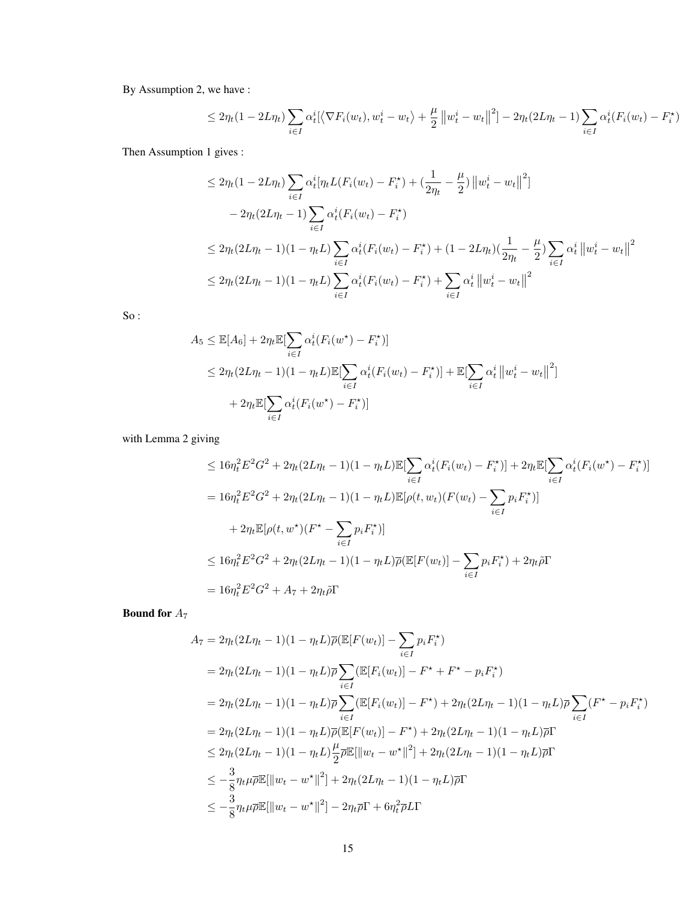By Assumption 2, we have :

$$\leq 2\eta_t(1-2L\eta_t)\sum_{i\in I}\alpha_t^i[\langle \nabla F_i(w_t), w_t^i - w_t\rangle + \frac{\mu}{2}\left\|w_t^i - w_t\right\|^2] - 2\eta_t(2L\eta_t - 1)\sum_{i\in I}\alpha_t^i(F_i(w_t) - F_i^\star)$$

Then Assumption 1 gives :

$$\begin{aligned}
&\leq 2\eta_t(1-2L\eta_t)\sum_{i\in I}\alpha_t^i[\eta_t L(F_i(w_t) - F_i^\star) + (\frac{1}{2\eta_t} - \frac{\mu}{2})\left\|w_t^i - w_t\right\|^2] \\
&\quad - 2\eta_t(2L\eta_t - 1)\sum_{i\in I}\alpha_t^i(F_i(w_t) - F_i^\star) \\
&\leq 2\eta_t(2L\eta_t - 1)(1-\eta_t L)\sum_{i\in I}\alpha_t^i(F_i(w_t) - F_i^\star) + (1-2L\eta_t)(\frac{1}{2\eta_t} - \frac{\mu}{2})\sum_{i\in I}\alpha_t^i\left\|w_t^i - w_t\right\|^2 \\
&\leq 2\eta_t(2L\eta_t - 1)(1-\eta_t L)\sum_{i\in I}\alpha_t^i(F_i(w_t) - F_i^\star) + \sum_{i\in I}\alpha_t^i\left\|w_t^i - w_t\right\|^2
\end{aligned}$$

So :

$$\begin{aligned}
A_5 &\leq \mathbb{E}[A_6] + 2\eta_t\mathbb{E}[\sum_{i\in I}\alpha_t^i(F_i(w^\star) - F_i^\star)] \\
&\leq 2\eta_t(2L\eta_t - 1)(1-\eta_t L)\mathbb{E}[\sum_{i\in I}\alpha_t^i(F_i(w_t) - F_i^\star)] + \mathbb{E}[\sum_{i\in I}\alpha_t^i\left\|w_t^i - w_t\right\|^2] \\
&\quad + 2\eta_t\mathbb{E}[\sum_{i\in I}\alpha_t^i(F_i(w^\star) - F_i^\star)]
\end{aligned}$$

with Lemma 2 giving

$$\begin{aligned}
&\leq 16\eta_t^2E^2G^2 + 2\eta_t(2L\eta_t - 1)(1-\eta_t L)\mathbb{E}[\sum_{i\in I}\alpha_t^i(F_i(w_t) - F_i^\star)] + 2\eta_t\mathbb{E}[\sum_{i\in I}\alpha_t^i(F_i(w^\star) - F_i^\star)] \\
&= 16\eta_t^2E^2G^2 + 2\eta_t(2L\eta_t - 1)(1-\eta_t L)\mathbb{E}[\rho(t, w_t)(F(w_t) - \sum_{i\in I}p_iF_i^\star)] \\
&\quad + 2\eta_t\mathbb{E}[\rho(t, w^\star)(F^\star - \sum_{i\in I}p_iF_i^\star)] \\
&\leq 16\eta_t^2E^2G^2 + 2\eta_t(2L\eta_t - 1)(1-\eta_t L)\overline{\rho}(\mathbb{E}[F(w_t)] - \sum_{i\in I}p_iF_i^\star) + 2\eta_t\tilde{\rho}\Gamma \\
&= 16\eta_t^2E^2G^2 + A_7 + 2\eta_t\tilde{\rho}\Gamma
\end{aligned}$$

**Bound for $A_7$**

$$\begin{aligned}
A_7 &= 2\eta_t(2L\eta_t - 1)(1-\eta_t L)\overline{\rho}(\mathbb{E}[F(w_t)] - \sum_{i\in I}p_iF_i^\star) \\
&= 2\eta_t(2L\eta_t - 1)(1-\eta_t L)\overline{\rho}\sum_{i\in I}(\mathbb{E}[F_i(w_t)] - F^\star + F^\star - p_iF_i^\star) \\
&= 2\eta_t(2L\eta_t - 1)(1-\eta_t L)\overline{\rho}\sum_{i\in I}(\mathbb{E}[F_i(w_t)] - F^\star) + 2\eta_t(2L\eta_t - 1)(1-\eta_t L)\overline{\rho}\sum_{i\in I}(F^\star - p_iF_i^\star) \\
&= 2\eta_t(2L\eta_t - 1)(1-\eta_t L)\overline{\rho}(\mathbb{E}[F(w_t)] - F^\star) + 2\eta_t(2L\eta_t - 1)(1-\eta_t L)\overline{\rho}\Gamma \\
&\leq 2\eta_t(2L\eta_t - 1)(1-\eta_t L)\frac{\mu}{2}\overline{\rho}\mathbb{E}[\|w_t - w^\star\|^2] + 2\eta_t(2L\eta_t - 1)(1-\eta_t L)\overline{\rho}\Gamma \\
&\leq -\frac{3}{8}\eta_t\mu\overline{\rho}\mathbb{E}[\|w_t - w^\star\|^2] + 2\eta_t(2L\eta_t - 1)(1-\eta_t L)\overline{\rho}\Gamma \\
&\leq -\frac{3}{8}\eta_t\mu\overline{\rho}\mathbb{E}[\|w_t - w^\star\|^2] - 2\eta_t\overline{\rho}\Gamma + 6\eta_t^2\overline{\rho}L\Gamma
\end{aligned}$$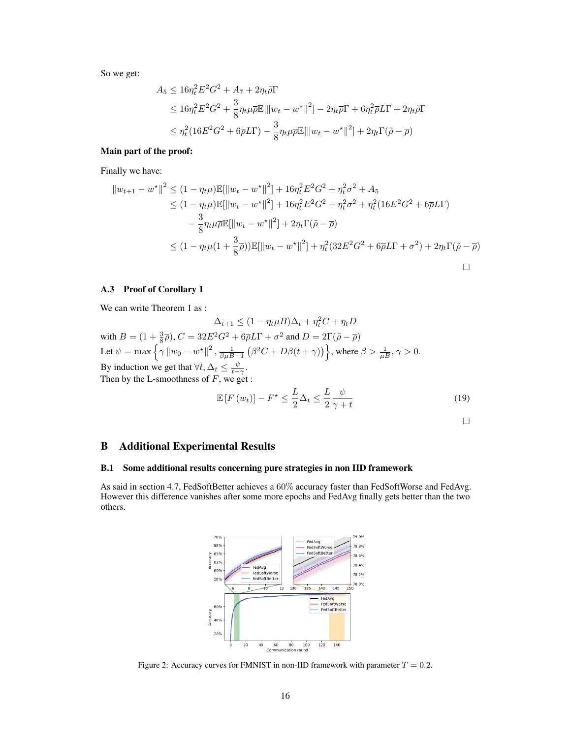So we get:

$$
\begin{aligned}
A_5 &\leq 16\eta_t^2 E^2 G^2 + A_7 + 2\eta_t \tilde{\rho}\Gamma \\
&\leq 16\eta_t^2 E^2 G^2 + \frac{3}{8}\eta_t \mu \overline{\rho} \mathbb{E}[\|w_t - w^\star\|^2] - 2\eta_t \overline{\rho}\Gamma + 6\eta_t^2 \overline{\rho} L \Gamma + 2\eta_t \tilde{\rho}\Gamma \\
&\leq \eta_t^2(16E^2G^2 + 6\overline{\rho}L\Gamma) - \frac{3}{8}\eta_t \mu \overline{\rho}\mathbb{E}[\|w_t - w^\star\|^2] + 2\eta_t \Gamma(\tilde{\rho} - \overline{\rho})
\end{aligned}
$$

**Main part of the proof:**

Finally we have:

$$
\begin{aligned}
\|w_{t+1} - w^\star\|^2 &\leq (1 - \eta_t \mu)\mathbb{E}[\|w_t - w^\star\|^2] + 16\eta_t^2 E^2 G^2 + \eta_t^2 \sigma^2 + A_5 \\
&\leq (1 - \eta_t \mu)\mathbb{E}[\|w_t - w^\star\|^2] + 16\eta_t^2 E^2 G^2 + \eta_t^2 \sigma^2 + \eta_t^2(16E^2G^2 + 6\overline{\rho}L\Gamma) \\
&\quad - \frac{3}{8}\eta_t \mu \overline{\rho}\mathbb{E}[\|w_t - w^\star\|^2] + 2\eta_t \Gamma(\tilde{\rho} - \overline{\rho}) \\
&\leq (1 - \eta_t \mu(1 + \frac{3}{8}\overline{\rho}))\mathbb{E}[\|w_t - w^\star\|^2] + \eta_t^2(32E^2G^2 + 6\overline{\rho}L\Gamma + \sigma^2) + 2\eta_t\Gamma(\tilde{\rho} - \overline{\rho})
\end{aligned}
$$

□

### A.3 Proof of Corollary 1

We can write Theorem 1 as :

$$
\Delta_{t+1} \leq (1 - \eta_t \mu B)\Delta_t + \eta_t^2 C + \eta_t D
$$

with $B = (1 + \frac{3}{8}\overline{\rho})$, $C = 32E^2G^2 + 6\overline{\rho}L\Gamma + \sigma^2$ and $D = 2\Gamma(\tilde{\rho} - \overline{\rho})$
Let $\psi = \max\left\{\gamma \|w_0 - w^\star\|^2, \frac{1}{\beta\mu B - 1}\left(\beta^2 C + D\beta(t + \gamma)\right)\right\}$, where $\beta > \frac{1}{\mu B}, \gamma > 0$.
By induction we get that $\forall t, \Delta_t \leq \frac{\psi}{t+\gamma}$.
Then by the L-smoothness of $F$, we get :

$$
\mathbb{E}\left[F\left(w_t\right)\right] - F^\star \leq \frac{L}{2}\Delta_t \leq \frac{L}{2}\frac{\psi}{\gamma + t} \tag{19}
$$

□

## B Additional Experimental Results

### B.1 Some additional results concerning pure strategies in non IID framework

As said in section 4.7, FedSoftBetter achieves a 60% accuracy faster than FedSoftWorse and FedAvg. However this difference vanishes after some more epochs and FedAvg finally gets better than the two others.

Figure 2: Accuracy curves for FMNIST in non-IID framework with parameter $T = 0.2$.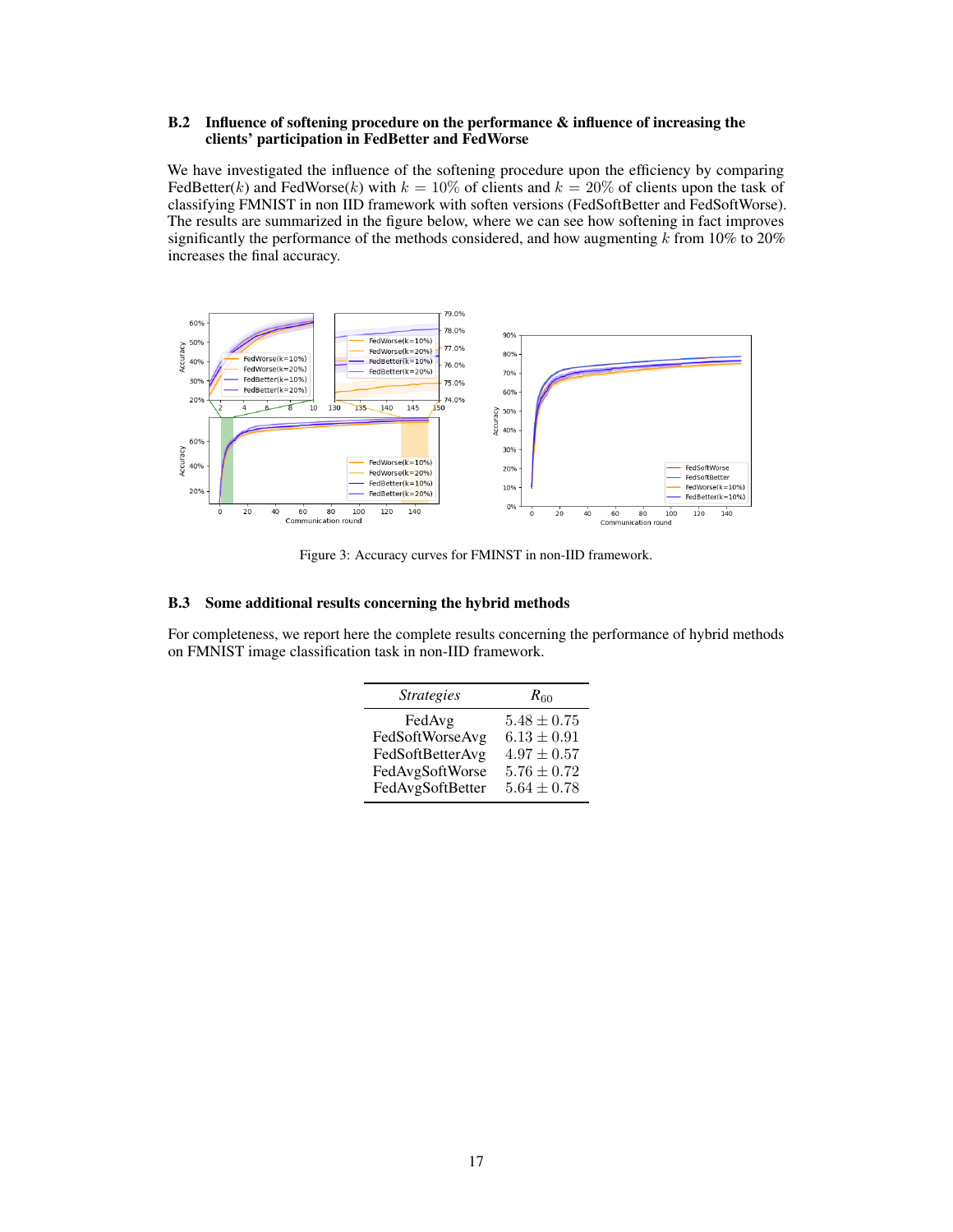### B.2 Influence of softening procedure on the performance & influence of increasing the clients' participation in FedBetter and FedWorse

We have investigated the influence of the softening procedure upon the efficiency by comparing FedBetter($k$) and FedWorse($k$) with $k = 10\%$ of clients and $k = 20\%$ of clients upon the task of classifying FMNIST in non IID framework with soften versions (FedSoftBetter and FedSoftWorse). The results are summarized in the figure below, where we can see how softening in fact improves significantly the performance of the methods considered, and how augmenting $k$ from 10% to 20% increases the final accuracy.

60%
50%
40%
30%
20%
Accuracy
FedWorse(k=10%)
FedWorse(k=20%)
FedBetter(k=10%)
FedBetter(k=20%)
2 4 6 8 10

79.0%
78.0%
77.0%
76.0%
75.0%
74.0%
FedWorse(k=10%)
FedWorse(k=20%)
FedBetter(k=10%)
FedBetter(k=20%)
130 135 140 145 150

60%
40%
20%
Accuracy
FedWorse(k=10%)
FedWorse(k=20%)
FedBetter(k=10%)
FedBetter(k=20%)
0 20 40 60 80 100 120 140
Communication round

90%
80%
70%
60%
50%
40%
30%
20%
10%
0%
Accuracy
FedSoftWorse
FedSoftBetter
FedWorse(k=10%)
FedBetter(k=10%)
0 20 40 60 80 100 120 140
Communication round

Figure 3: Accuracy curves for FMINST in non-IID framework.

### B.3 Some additional results concerning the hybrid methods

For completeness, we report here the complete results concerning the performance of hybrid methods on FMNIST image classification task in non-IID framework.

| *Strategies* | $R_{60}$ |
|---|---|
| FedAvg | $5.48 \pm 0.75$ |
| FedSoftWorseAvg | $6.13 \pm 0.91$ |
| FedSoftBetterAvg | $4.97 \pm 0.57$ |
| FedAvgSoftWorse | $5.76 \pm 0.72$ |
| FedAvgSoftBetter | $5.64 \pm 0.78$ |